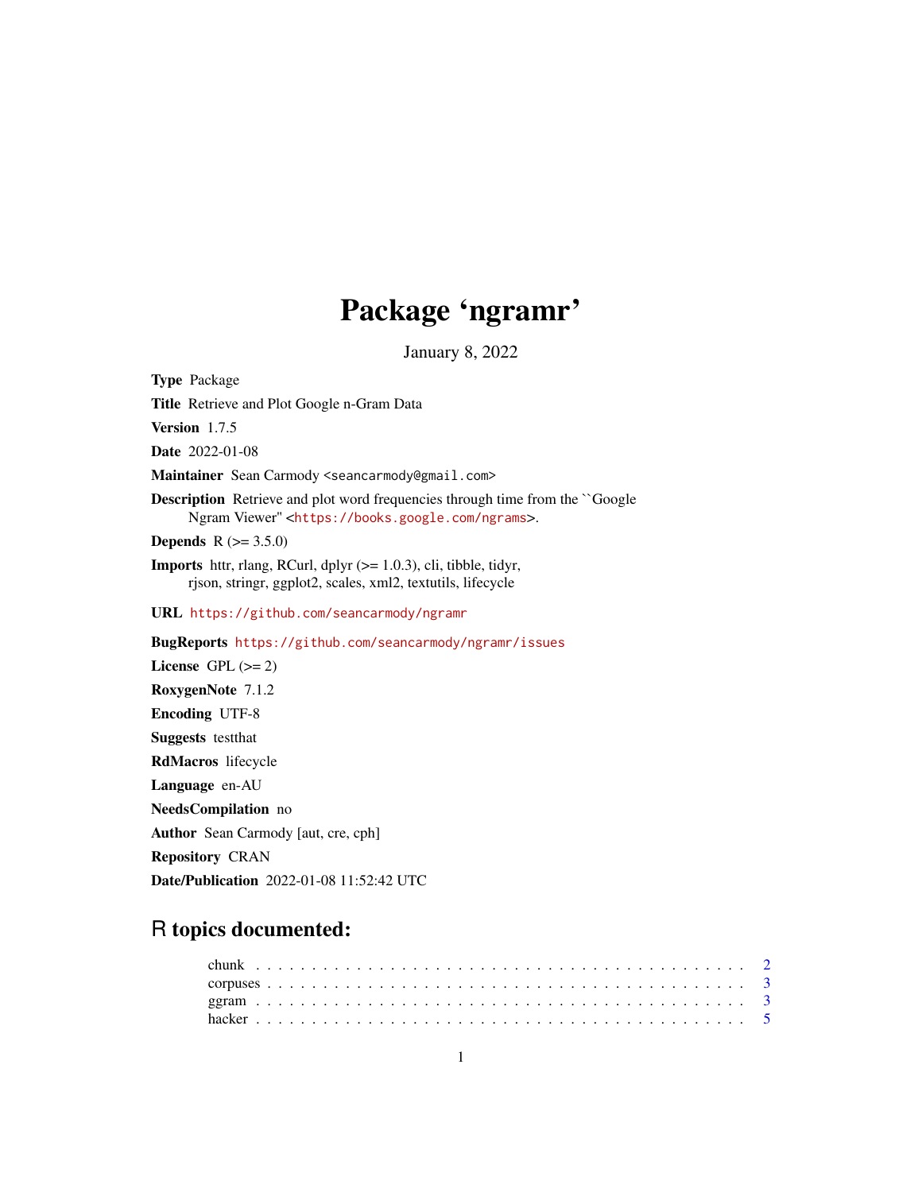# Package 'ngramr'

January 8, 2022

**Type** Package

**Title** Retrieve and Plot Google n-Gram Data

**Version** 1.7.5

**Date** 2022-01-08

**Maintainer** Sean Carmody <seancarmody@gmail.com>

**Description** Retrieve and plot word frequencies through time from the ``Google Ngram Viewer'' <https://books.google.com/ngrams>.

**Depends** R (>= 3.5.0)

**Imports** httr, rlang, RCurl, dplyr (>= 1.0.3), cli, tibble, tidyr, rjson, stringr, ggplot2, scales, xml2, textutils, lifecycle

**URL** https://github.com/seancarmody/ngramr

**BugReports** https://github.com/seancarmody/ngramr/issues

**License** GPL (>= 2)

**RoxygenNote** 7.1.2

**Encoding** UTF-8

**Suggests** testthat

**RdMacros** lifecycle

**Language** en-AU

**NeedsCompilation** no

**Author** Sean Carmody [aut, cre, cph]

**Repository** CRAN

**Date/Publication** 2022-01-08 11:52:42 UTC

## R topics documented:

chunk . . . . . . . . . . . . . . . . . . . . . . . . . . . . . . . . . . . . . . . . . . 2
corpuses . . . . . . . . . . . . . . . . . . . . . . . . . . . . . . . . . . . . . . . . 3
ggram . . . . . . . . . . . . . . . . . . . . . . . . . . . . . . . . . . . . . . . . . 3
hacker . . . . . . . . . . . . . . . . . . . . . . . . . . . . . . . . . . . . . . . . . 5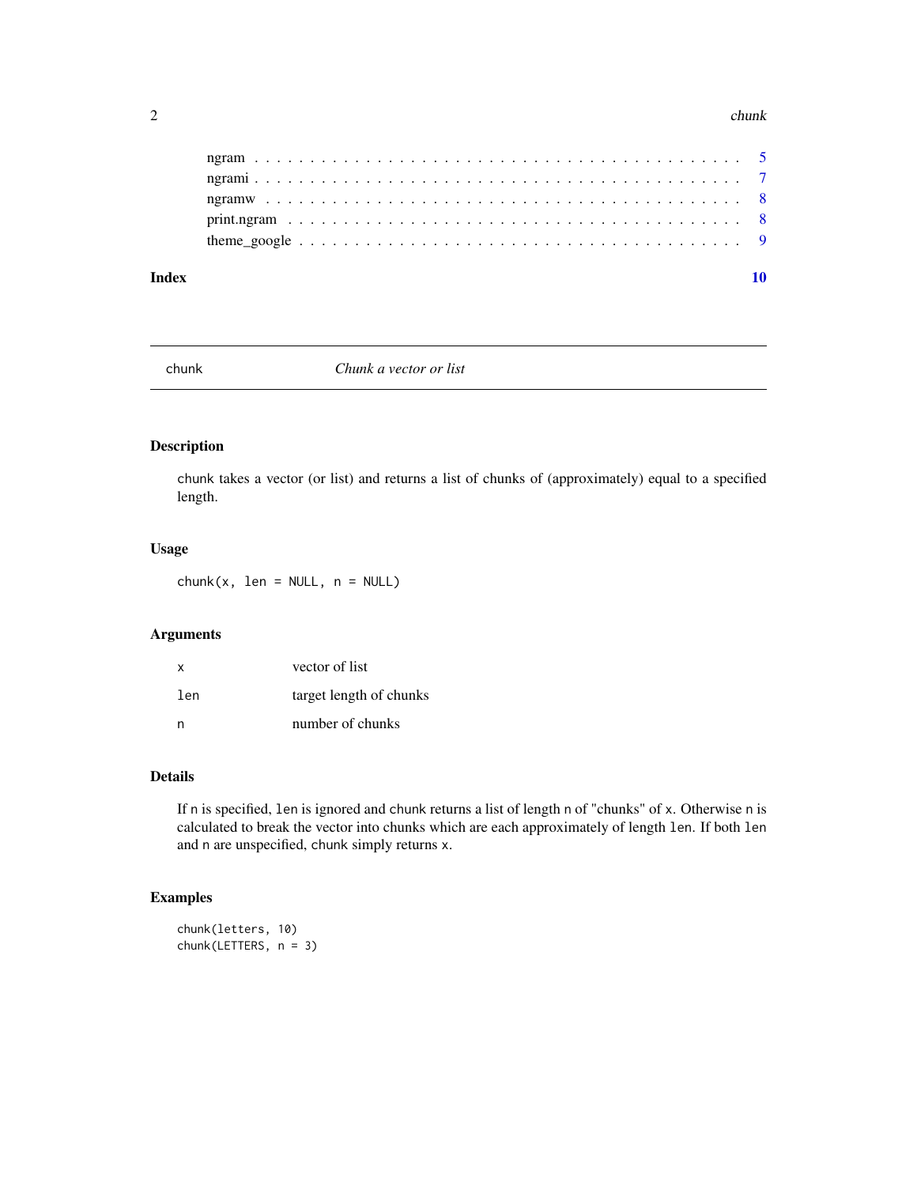ngram . . . . . . . . . . . . . . . . . . . . . . . . . . . . . . . . . . . . . . . . 5
ngrami . . . . . . . . . . . . . . . . . . . . . . . . . . . . . . . . . . . . . . . . 7
ngramw . . . . . . . . . . . . . . . . . . . . . . . . . . . . . . . . . . . . . . . . 8
print.ngram . . . . . . . . . . . . . . . . . . . . . . . . . . . . . . . . . . . . . . 8
theme_google . . . . . . . . . . . . . . . . . . . . . . . . . . . . . . . . . . . . . 9

**Index** **10**

---

## chunk — *Chunk a vector or list*

### Description

chunk takes a vector (or list) and returns a list of chunks of (approximately) equal to a specified length.

### Usage

```
chunk(x, len = NULL, n = NULL)
```

### Arguments

| | |
|---|---|
| `x` | vector of list |
| `len` | target length of chunks |
| `n` | number of chunks |

### Details

If `n` is specified, `len` is ignored and chunk returns a list of length `n` of "chunks" of `x`. Otherwise `n` is calculated to break the vector into chunks which are each approximately of length `len`. If both `len` and `n` are unspecified, chunk simply returns `x`.

### Examples

```
chunk(letters, 10)
chunk(LETTERS, n = 3)
```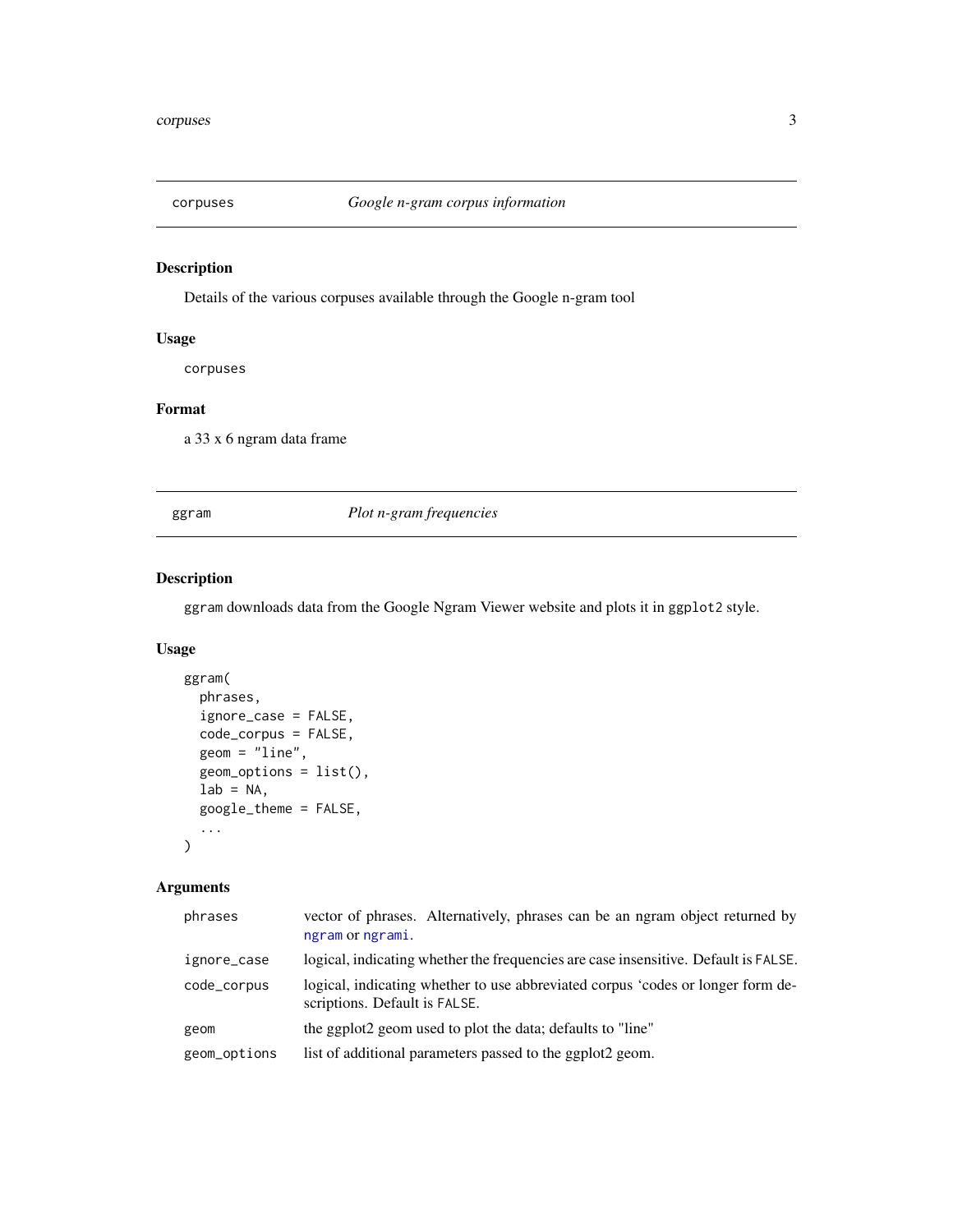`corpuses` *Google n-gram corpus information*

### Description

Details of the various corpuses available through the Google n-gram tool

### Usage

```
corpuses
```

### Format

a 33 x 6 ngram data frame

---

`ggram` *Plot n-gram frequencies*

### Description

`ggram` downloads data from the Google Ngram Viewer website and plots it in `ggplot2` style.

### Usage

```
ggram(
  phrases,
  ignore_case = FALSE,
  code_corpus = FALSE,
  geom = "line",
  geom_options = list(),
  lab = NA,
  google_theme = FALSE,
  ...
)
```

### Arguments

| | |
|---|---|
| `phrases` | vector of phrases. Alternatively, phrases can be an ngram object returned by `ngram` or `ngrami`. |
| `ignore_case` | logical, indicating whether the frequencies are case insensitive. Default is `FALSE`. |
| `code_corpus` | logical, indicating whether to use abbreviated corpus 'codes or longer form descriptions. Default is `FALSE`. |
| `geom` | the ggplot2 geom used to plot the data; defaults to "line" |
| `geom_options` | list of additional parameters passed to the ggplot2 geom. |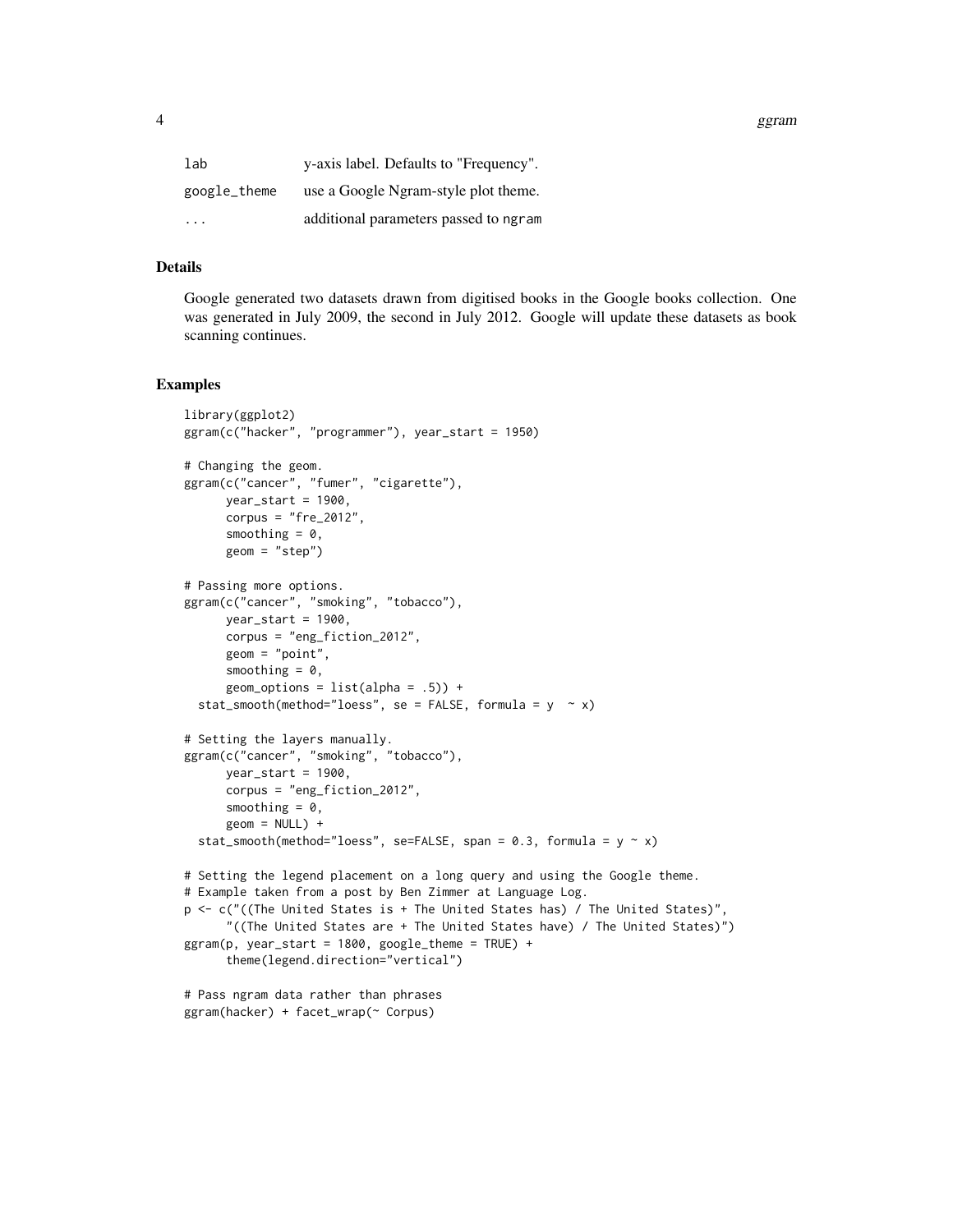| | |
|---|---|
| lab | y-axis label. Defaults to "Frequency". |
| google_theme | use a Google Ngram-style plot theme. |
| ... | additional parameters passed to ngram |

### Details

Google generated two datasets drawn from digitised books in the Google books collection. One was generated in July 2009, the second in July 2012. Google will update these datasets as book scanning continues.

### Examples

```
library(ggplot2)
ggram(c("hacker", "programmer"), year_start = 1950)

# Changing the geom.
ggram(c("cancer", "fumer", "cigarette"),
      year_start = 1900,
      corpus = "fre_2012",
      smoothing = 0,
      geom = "step")

# Passing more options.
ggram(c("cancer", "smoking", "tobacco"),
      year_start = 1900,
      corpus = "eng_fiction_2012",
      geom = "point",
      smoothing = 0,
      geom_options = list(alpha = .5)) +
  stat_smooth(method="loess", se = FALSE, formula = y  ~ x)

# Setting the layers manually.
ggram(c("cancer", "smoking", "tobacco"),
      year_start = 1900,
      corpus = "eng_fiction_2012",
      smoothing = 0,
      geom = NULL) +
  stat_smooth(method="loess", se=FALSE, span = 0.3, formula = y ~ x)

# Setting the legend placement on a long query and using the Google theme.
# Example taken from a post by Ben Zimmer at Language Log.
p <- c("((The United States is + The United States has) / The United States)",
      "((The United States are + The United States have) / The United States)")
ggram(p, year_start = 1800, google_theme = TRUE) +
      theme(legend.direction="vertical")

# Pass ngram data rather than phrases
ggram(hacker) + facet_wrap(~ Corpus)
```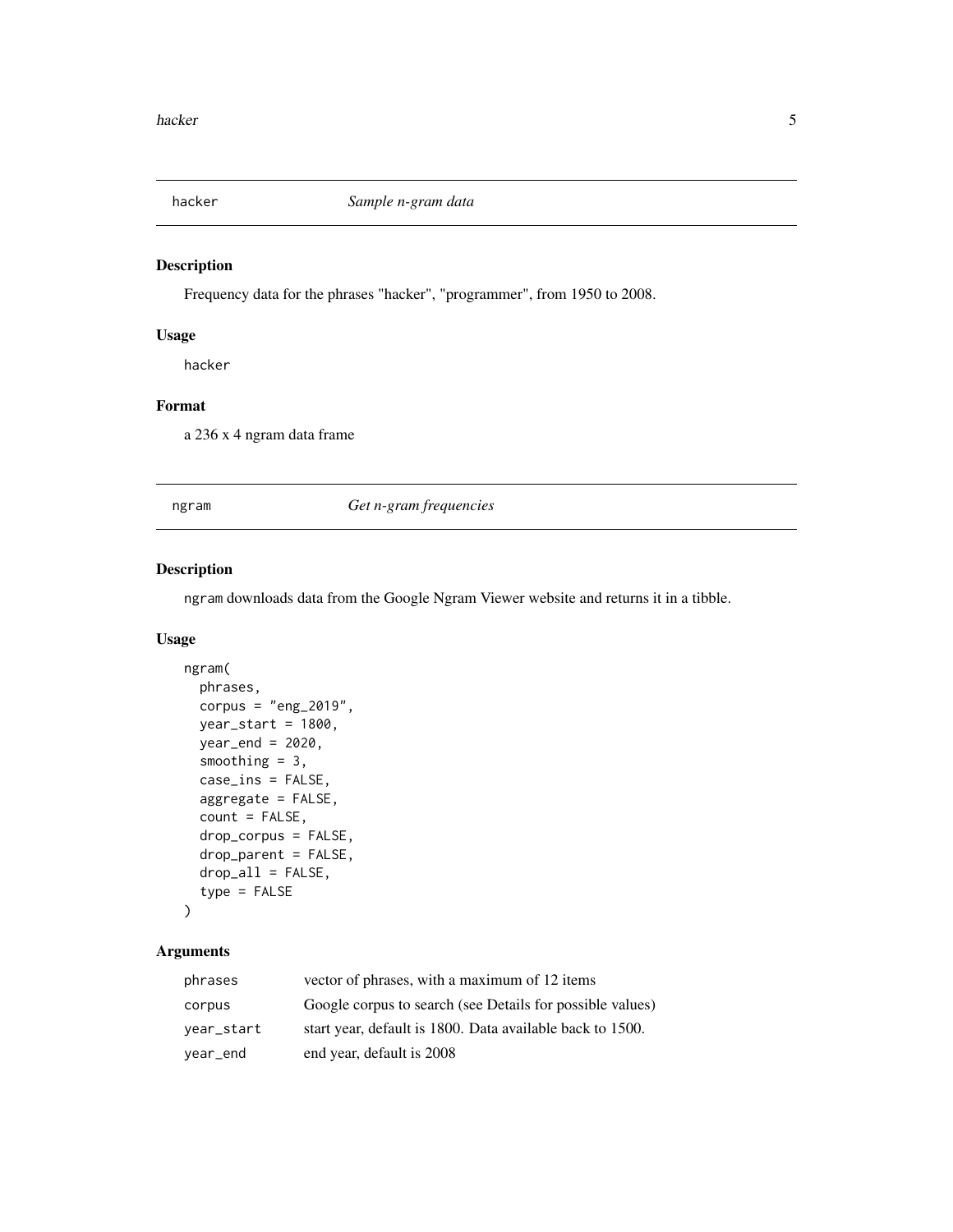## hacker — *Sample n-gram data*

### Description

Frequency data for the phrases "hacker", "programmer", from 1950 to 2008.

### Usage

```
hacker
```

### Format

a 236 x 4 ngram data frame

## ngram — *Get n-gram frequencies*

### Description

`ngram` downloads data from the Google Ngram Viewer website and returns it in a tibble.

### Usage

```
ngram(
  phrases,
  corpus = "eng_2019",
  year_start = 1800,
  year_end = 2020,
  smoothing = 3,
  case_ins = FALSE,
  aggregate = FALSE,
  count = FALSE,
  drop_corpus = FALSE,
  drop_parent = FALSE,
  drop_all = FALSE,
  type = FALSE
)
```

### Arguments

| | |
|---|---|
| `phrases` | vector of phrases, with a maximum of 12 items |
| `corpus` | Google corpus to search (see Details for possible values) |
| `year_start` | start year, default is 1800. Data available back to 1500. |
| `year_end` | end year, default is 2008 |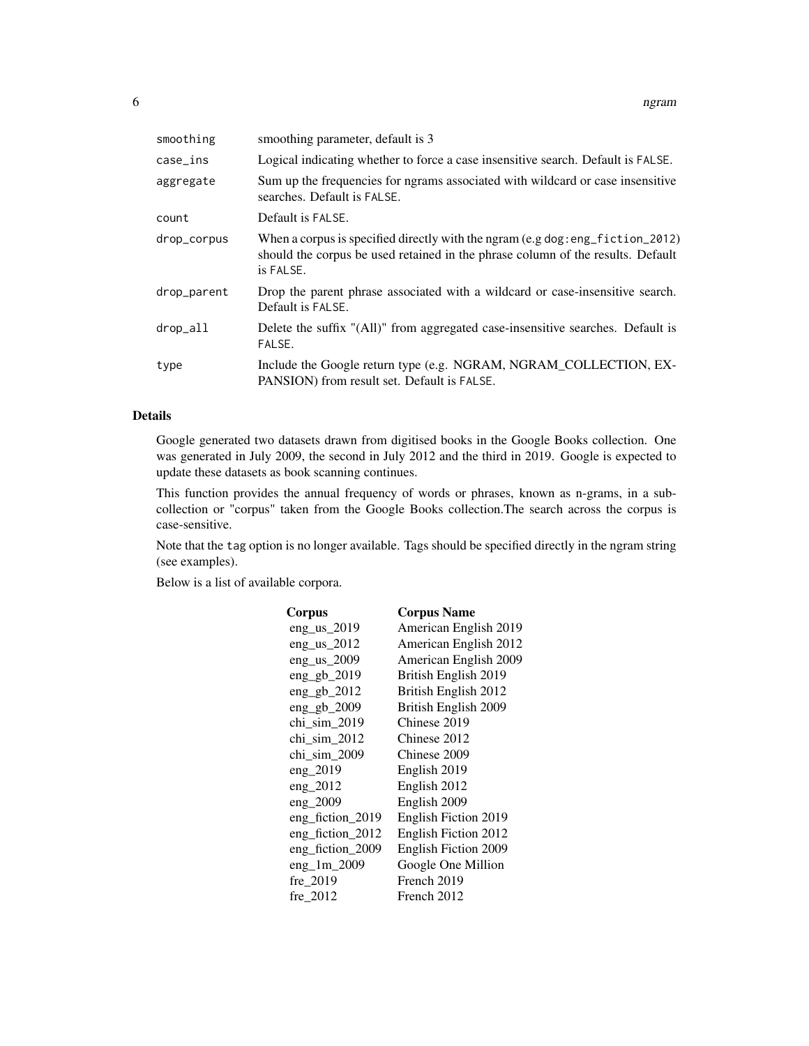| | |
|---|---|
| smoothing | smoothing parameter, default is 3 |
| case_ins | Logical indicating whether to force a case insensitive search. Default is FALSE. |
| aggregate | Sum up the frequencies for ngrams associated with wildcard or case insensitive searches. Default is FALSE. |
| count | Default is FALSE. |
| drop_corpus | When a corpus is specified directly with the ngram (e.g dog:eng_fiction_2012) should the corpus be used retained in the phrase column of the results. Default is FALSE. |
| drop_parent | Drop the parent phrase associated with a wildcard or case-insensitive search. Default is FALSE. |
| drop_all | Delete the suffix "(All)" from aggregated case-insensitive searches. Default is FALSE. |
| type | Include the Google return type (e.g. NGRAM, NGRAM_COLLECTION, EXPANSION) from result set. Default is FALSE. |

### Details

Google generated two datasets drawn from digitised books in the Google Books collection. One was generated in July 2009, the second in July 2012 and the third in 2019. Google is expected to update these datasets as book scanning continues.

This function provides the annual frequency of words or phrases, known as n-grams, in a sub-collection or "corpus" taken from the Google Books collection.The search across the corpus is case-sensitive.

Note that the tag option is no longer available. Tags should be specified directly in the ngram string (see examples).

Below is a list of available corpora.

| Corpus | Corpus Name |
|---|---|
| eng_us_2019 | American English 2019 |
| eng_us_2012 | American English 2012 |
| eng_us_2009 | American English 2009 |
| eng_gb_2019 | British English 2019 |
| eng_gb_2012 | British English 2012 |
| eng_gb_2009 | British English 2009 |
| chi_sim_2019 | Chinese 2019 |
| chi_sim_2012 | Chinese 2012 |
| chi_sim_2009 | Chinese 2009 |
| eng_2019 | English 2019 |
| eng_2012 | English 2012 |
| eng_2009 | English 2009 |
| eng_fiction_2019 | English Fiction 2019 |
| eng_fiction_2012 | English Fiction 2012 |
| eng_fiction_2009 | English Fiction 2009 |
| eng_1m_2009 | Google One Million |
| fre_2019 | French 2019 |
| fre_2012 | French 2012 |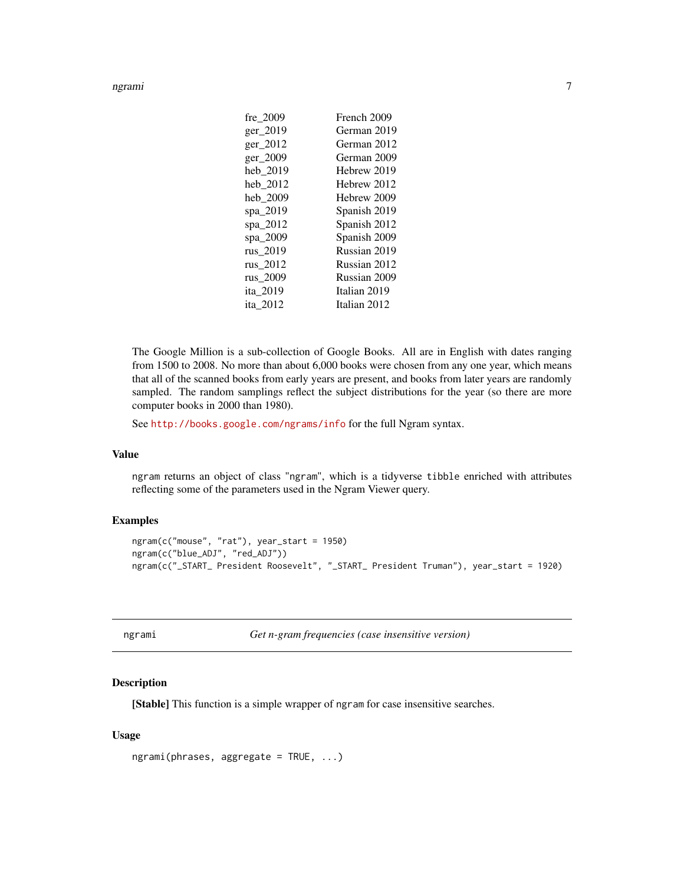| | |
|---|---|
| fre_2009 | French 2009 |
| ger_2019 | German 2019 |
| ger_2012 | German 2012 |
| ger_2009 | German 2009 |
| heb_2019 | Hebrew 2019 |
| heb_2012 | Hebrew 2012 |
| heb_2009 | Hebrew 2009 |
| spa_2019 | Spanish 2019 |
| spa_2012 | Spanish 2012 |
| spa_2009 | Spanish 2009 |
| rus_2019 | Russian 2019 |
| rus_2012 | Russian 2012 |
| rus_2009 | Russian 2009 |
| ita_2019 | Italian 2019 |
| ita_2012 | Italian 2012 |

The Google Million is a sub-collection of Google Books. All are in English with dates ranging from 1500 to 2008. No more than about 6,000 books were chosen from any one year, which means that all of the scanned books from early years are present, and books from later years are randomly sampled. The random samplings reflect the subject distributions for the year (so there are more computer books in 2000 than 1980).

See http://books.google.com/ngrams/info for the full Ngram syntax.

### Value

`ngram` returns an object of class "ngram", which is a tidyverse `tibble` enriched with attributes reflecting some of the parameters used in the Ngram Viewer query.

### Examples

```
ngram(c("mouse", "rat"), year_start = 1950)
ngram(c("blue_ADJ", "red_ADJ"))
ngram(c("_START_ President Roosevelt", "_START_ President Truman"), year_start = 1920)
```

---

## ngrami — *Get n-gram frequencies (case insensitive version)*

### Description

**[Stable]** This function is a simple wrapper of `ngram` for case insensitive searches.

### Usage

```
ngrami(phrases, aggregate = TRUE, ...)
```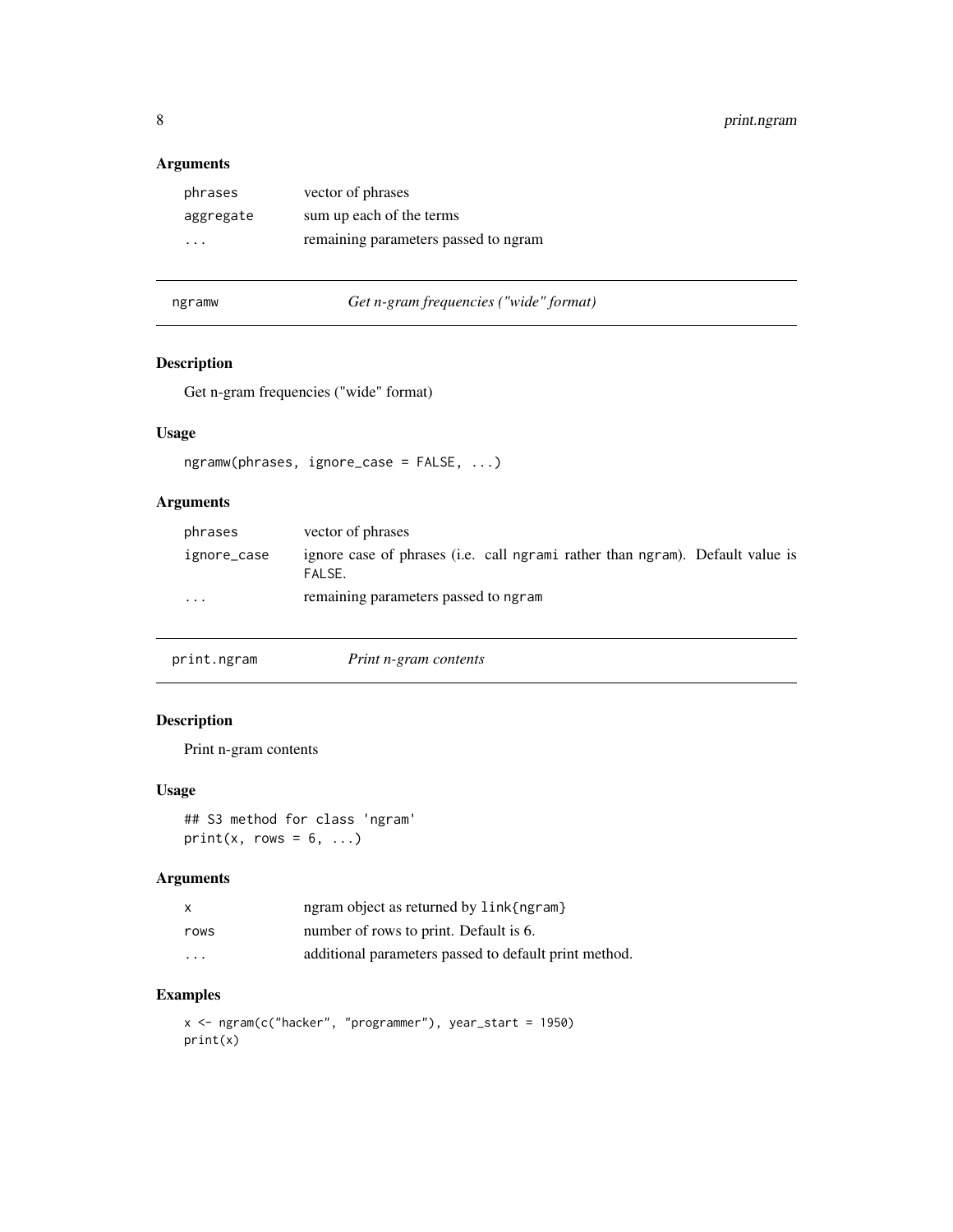### Arguments

| | |
|---|---|
| phrases | vector of phrases |
| aggregate | sum up each of the terms |
| ... | remaining parameters passed to ngram |

## ngramw — *Get n-gram frequencies ("wide" format)*

### Description

Get n-gram frequencies ("wide" format)

### Usage

```
ngramw(phrases, ignore_case = FALSE, ...)
```

### Arguments

| | |
|---|---|
| phrases | vector of phrases |
| ignore_case | ignore case of phrases (i.e. call `ngrami` rather than `ngram`). Default value is `FALSE`. |
| ... | remaining parameters passed to `ngram` |

## print.ngram — *Print n-gram contents*

### Description

Print n-gram contents

### Usage

```
## S3 method for class 'ngram'
print(x, rows = 6, ...)
```

### Arguments

| | |
|---|---|
| x | ngram object as returned by `link{ngram}` |
| rows | number of rows to print. Default is 6. |
| ... | additional parameters passed to default print method. |

### Examples

```
x <- ngram(c("hacker", "programmer"), year_start = 1950)
print(x)
```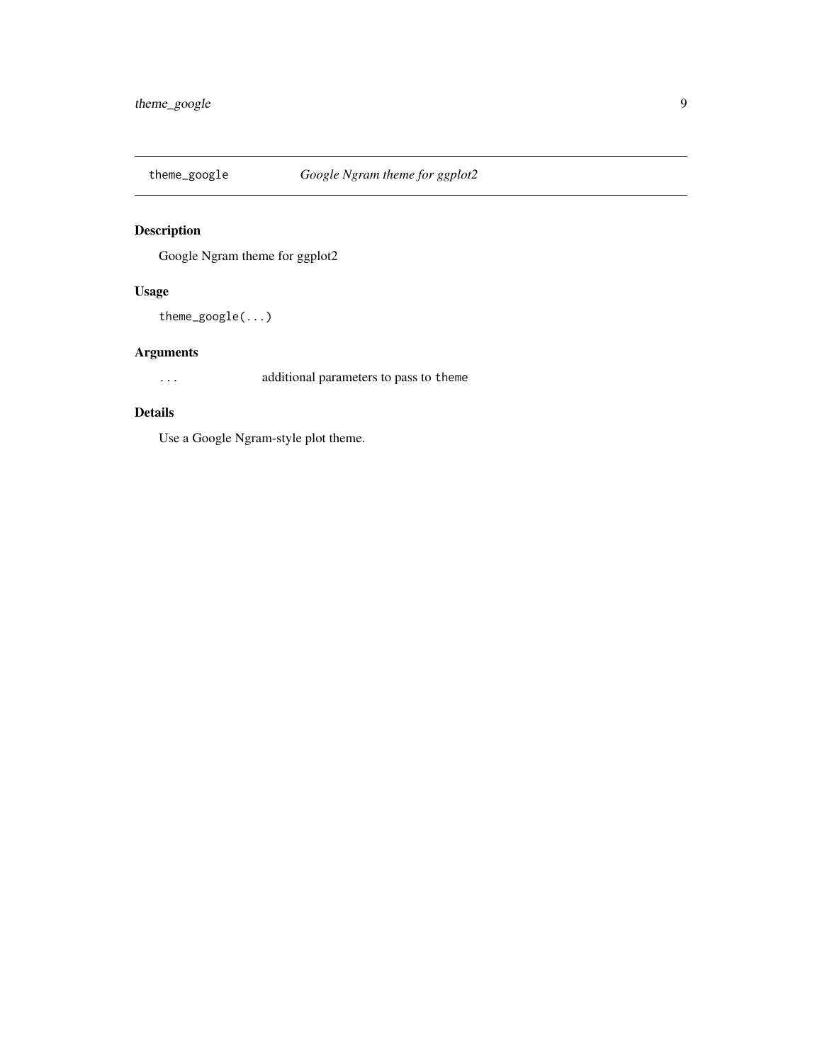## theme_google — *Google Ngram theme for ggplot2*

### Description

Google Ngram theme for ggplot2

### Usage

```
theme_google(...)
```

### Arguments

| | |
|---|---|
| `...` | additional parameters to pass to `theme` |

### Details

Use a Google Ngram-style plot theme.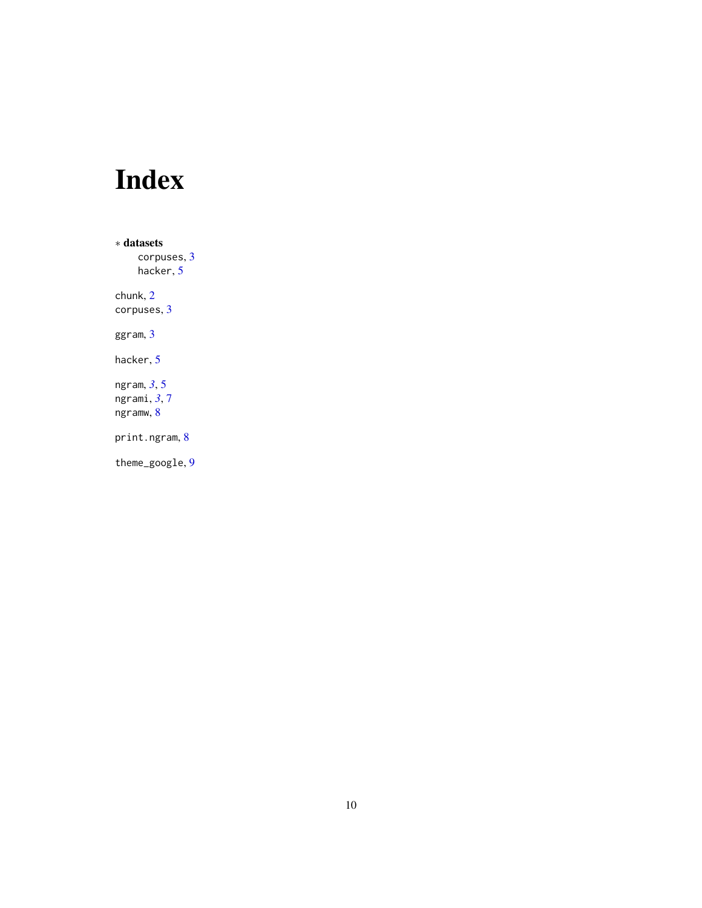# Index

∗ **datasets**
    corpuses, 3
    hacker, 5

chunk, 2
corpuses, 3

ggram, 3

hacker, 5

ngram, *3*, 5
ngrami, *3*, 7
ngramw, 8

print.ngram, 8

theme_google, 9